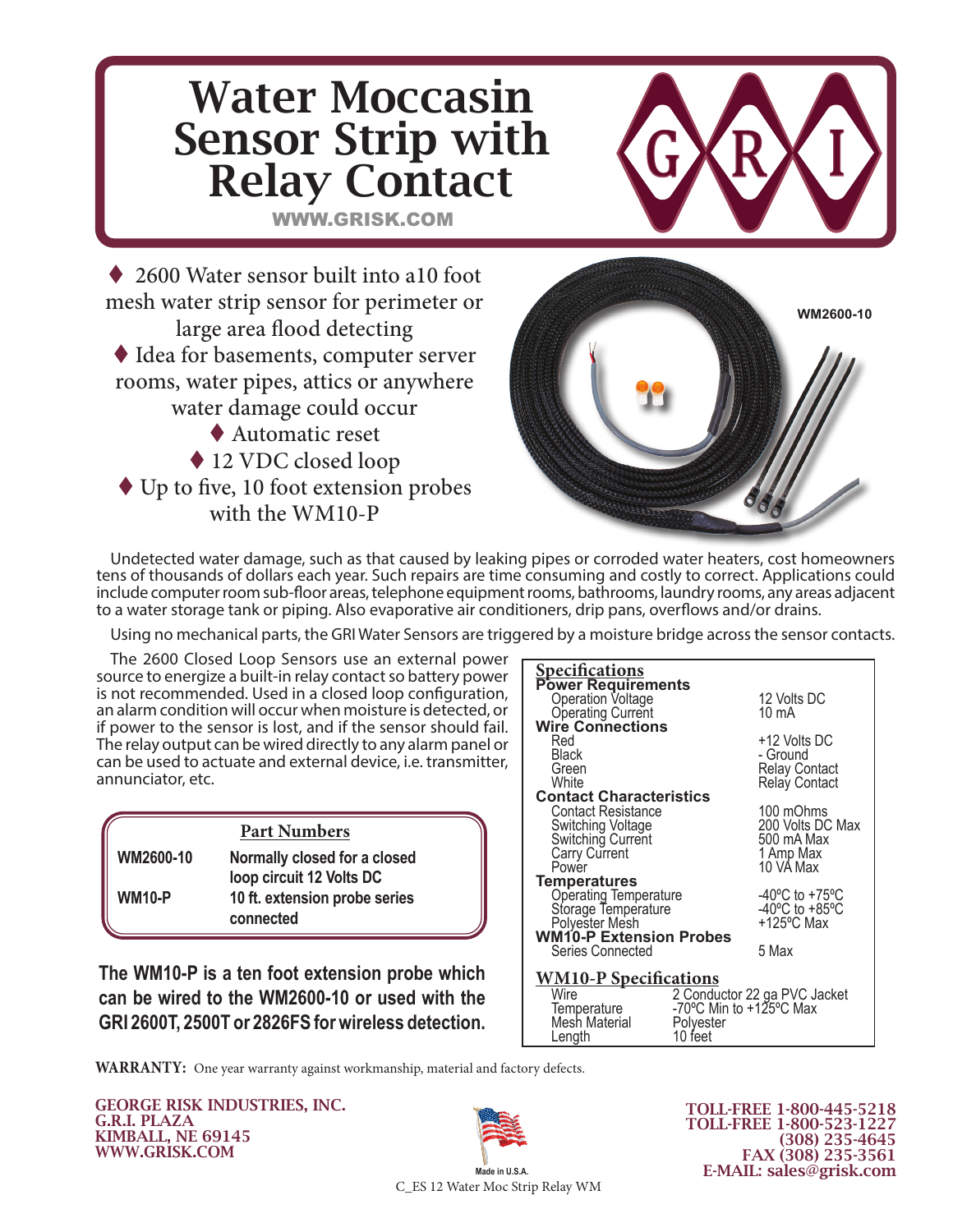# Water Moccasin Sensor Strip with Relay Contact

WWW.GRISK.COM

- ♦ 2600 Water sensor built into a10 foot mesh water strip sensor for perimeter or large area flood detecting
- ♦ Idea for basements, computer server rooms, water pipes, attics or anywhere water damage could occur
- ♦ Automatic reset
- ♦ 12 VDC closed loop
- ♦ Up to five, 10 foot extension probes with the WM10-P

WM2600-10

Undetected water damage, such as that caused by leaking pipes or corroded water heaters, cost homeowners tens of thousands of dollars each year. Such repairs are time consuming and costly to correct. Applications could include computer room sub-floor areas, telephone equipment rooms, bathrooms, laundry rooms, any areas adjacent to a water storage tank or piping. Also evaporative air conditioners, drip pans, overflows and/or drains.

Using no mechanical parts, the GRI Water Sensors are triggered by a moisture bridge across the sensor contacts.

The 2600 Closed Loop Sensors use an external power source to energize a built-in relay contact so battery power is not recommended. Used in a closed loop configuration, an alarm condition will occur when moisture is detected, or if power to the sensor is lost, and if the sensor should fail. The relay output can be wired directly to any alarm panel or can be used to actuate and external device, i.e. transmitter, annunciator, etc.

## Part Numbers

| Part Number | Description |
|---|---|
| **WM2600-10** | **Normally closed for a closed loop circuit 12 Volts DC** |
| **WM10-P** | **10 ft. extension probe series connected** |

**The WM10-P is a ten foot extension probe which can be wired to the WM2600-10 or used with the GRI 2600T, 2500T or 2826FS for wireless detection.**

## Specifications

| | |
|---|---|
| **Power Requirements** | |
| Operation Voltage | 12 Volts DC |
| Operating Current | 10 mA |
| **Wire Connections** | |
| Red | +12 Volts DC |
| Black | - Ground |
| Green | Relay Contact |
| White | Relay Contact |
| **Contact Characteristics** | |
| Contact Resistance | 100 mOhms |
| Switching Voltage | 200 Volts DC Max |
| Switching Current | 500 mA Max |
| Carry Current | 1 Amp Max |
| Power | 10 VA Max |
| **Temperatures** | |
| Operating Temperature | -40ºC to +75ºC |
| Storage Temperature | -40ºC to +85ºC |
| Polyester Mesh | +125ºC Max |
| **WM10-P Extension Probes** | |
| Series Connected | 5 Max |

## WM10-P Specifications

| | |
|---|---|
| Wire | 2 Conductor 22 ga PVC Jacket |
| Temperature | -70ºC Min to +125ºC Max |
| Mesh Material | Polyester |
| Length | 10 feet |

**WARRANTY:** One year warranty against workmanship, material and factory defects.

**GEORGE RISK INDUSTRIES, INC.**
**G.R.I. PLAZA**
**KIMBALL, NE 69145**
**WWW.GRISK.COM**

Made in U.S.A.

**TOLL-FREE 1-800-445-5218**
**TOLL-FREE 1-800-523-1227**
**(308) 235-4645**
**FAX (308) 235-3561**
**E-MAIL: sales@grisk.com**

C_ES 12 Water Moc Strip Relay WM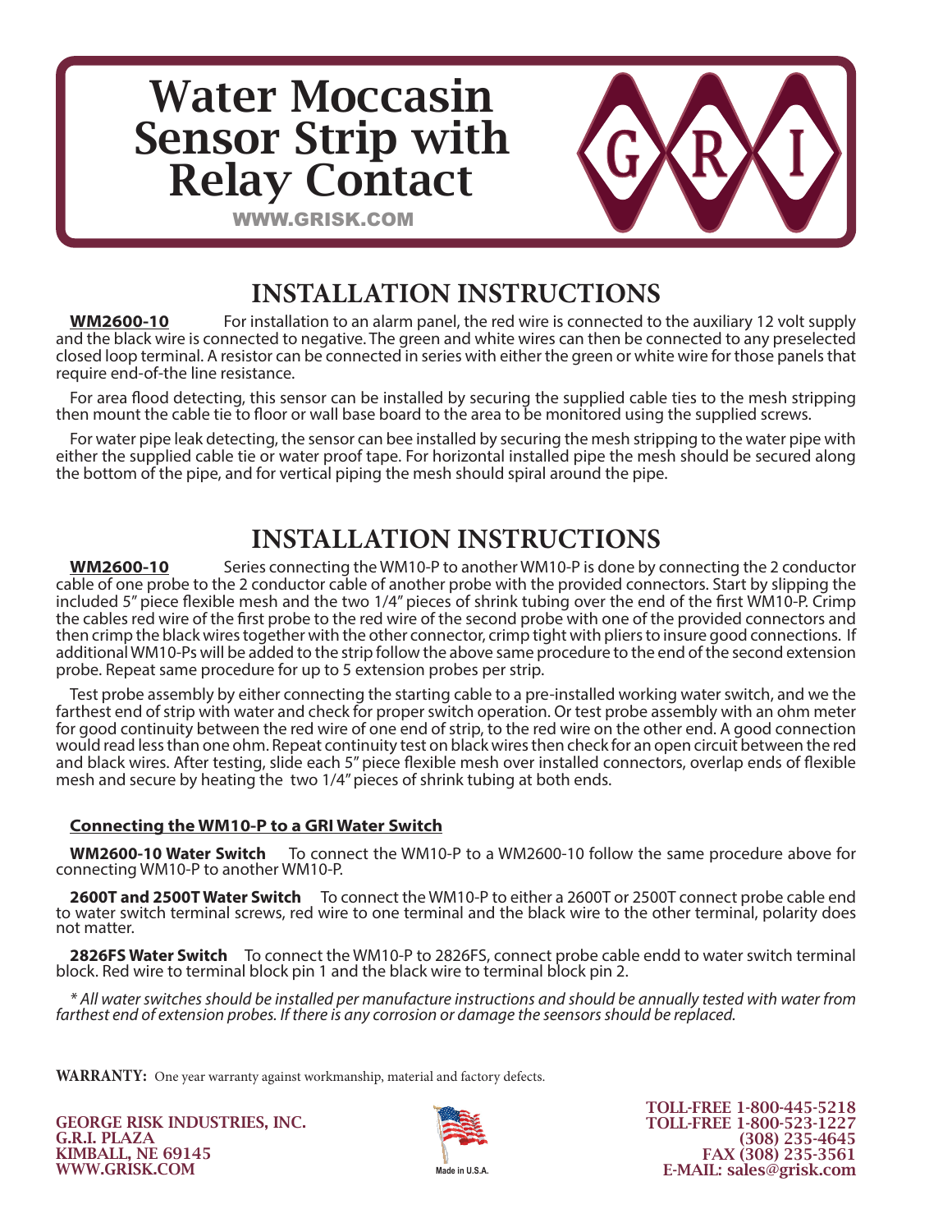# Water Moccasin Sensor Strip with Relay Contact

WWW.GRISK.COM

G R I

## INSTALLATION INSTRUCTIONS

**WM2600-10** For installation to an alarm panel, the red wire is connected to the auxiliary 12 volt supply and the black wire is connected to negative. The green and white wires can then be connected to any preselected closed loop terminal. A resistor can be connected in series with either the green or white wire for those panels that require end-of-the line resistance.

For area flood detecting, this sensor can be installed by securing the supplied cable ties to the mesh stripping then mount the cable tie to floor or wall base board to the area to be monitored using the supplied screws.

For water pipe leak detecting, the sensor can bee installed by securing the mesh stripping to the water pipe with either the supplied cable tie or water proof tape. For horizontal installed pipe the mesh should be secured along the bottom of the pipe, and for vertical piping the mesh should spiral around the pipe.

## INSTALLATION INSTRUCTIONS

**WM2600-10** Series connecting the WM10-P to another WM10-P is done by connecting the 2 conductor cable of one probe to the 2 conductor cable of another probe with the provided connectors. Start by slipping the included 5" piece flexible mesh and the two 1/4" pieces of shrink tubing over the end of the first WM10-P. Crimp the cables red wire of the first probe to the red wire of the second probe with one of the provided connectors and then crimp the black wires together with the other connector, crimp tight with pliers to insure good connections. If additional WM10-Ps will be added to the strip follow the above same procedure to the end of the second extension probe. Repeat same procedure for up to 5 extension probes per strip.

Test probe assembly by either connecting the starting cable to a pre-installed working water switch, and we the farthest end of strip with water and check for proper switch operation. Or test probe assembly with an ohm meter for good continuity between the red wire of one end of strip, to the red wire on the other end. A good connection would read less than one ohm. Repeat continuity test on black wires then check for an open circuit between the red and black wires. After testing, slide each 5" piece flexible mesh over installed connectors, overlap ends of flexible mesh and secure by heating the two 1/4" pieces of shrink tubing at both ends.

### Connecting the WM10-P to a GRI Water Switch

**WM2600-10 Water Switch** To connect the WM10-P to a WM2600-10 follow the same procedure above for connecting WM10-P to another WM10-P.

**2600T and 2500T Water Switch** To connect the WM10-P to either a 2600T or 2500T connect probe cable end to water switch terminal screws, red wire to one terminal and the black wire to the other terminal, polarity does not matter.

**2826FS Water Switch** To connect the WM10-P to 2826FS, connect probe cable endd to water switch terminal block. Red wire to terminal block pin 1 and the black wire to terminal block pin 2.

*\* All water switches should be installed per manufacture instructions and should be annually tested with water from farthest end of extension probes. If there is any corrosion or damage the seensors should be replaced.*

**WARRANTY:** One year warranty against workmanship, material and factory defects.

GEORGE RISK INDUSTRIES, INC.
G.R.I. PLAZA
KIMBALL, NE 69145
WWW.GRISK.COM

Made in U.S.A.

TOLL-FREE 1-800-445-5218
TOLL-FREE 1-800-523-1227
(308) 235-4645
FAX (308) 235-3561
E-MAIL: sales@grisk.com